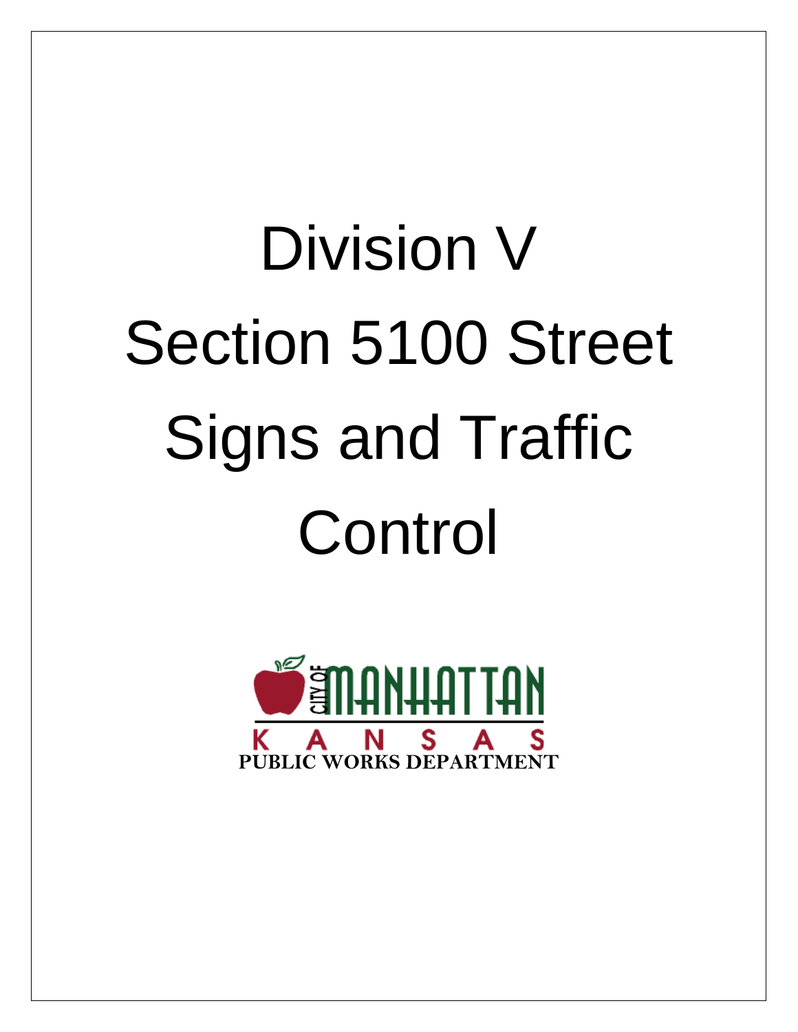# Division V
# Section 5100 Street Signs and Traffic Control

CITY OF MANHATTAN

KANSAS

PUBLIC WORKS DEPARTMENT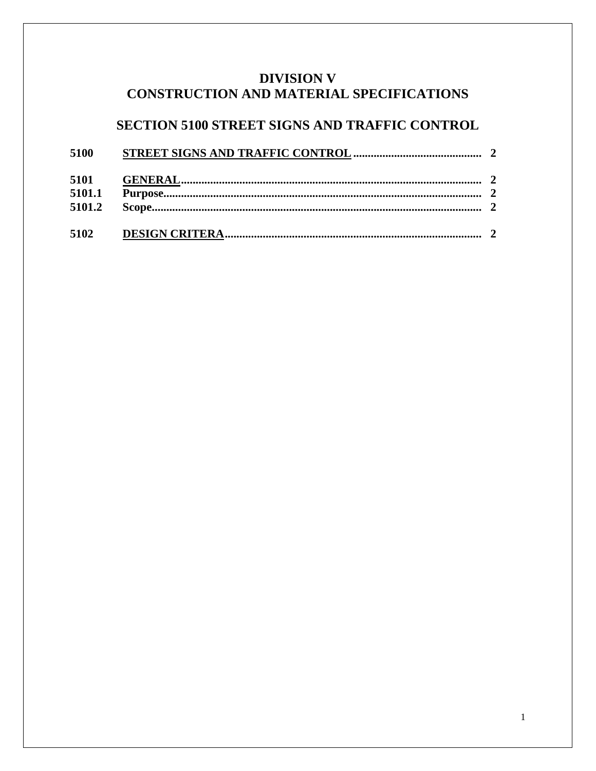# DIVISION V
# CONSTRUCTION AND MATERIAL SPECIFICATIONS

## SECTION 5100 STREET SIGNS AND TRAFFIC CONTROL

| | | |
|---|---|---|
| **5100** | **STREET SIGNS AND TRAFFIC CONTROL** | **2** |
| **5101** | **GENERAL** | **2** |
| **5101.1** | **Purpose** | **2** |
| **5101.2** | **Scope** | **2** |
| **5102** | **DESIGN CRITERA** | **2** |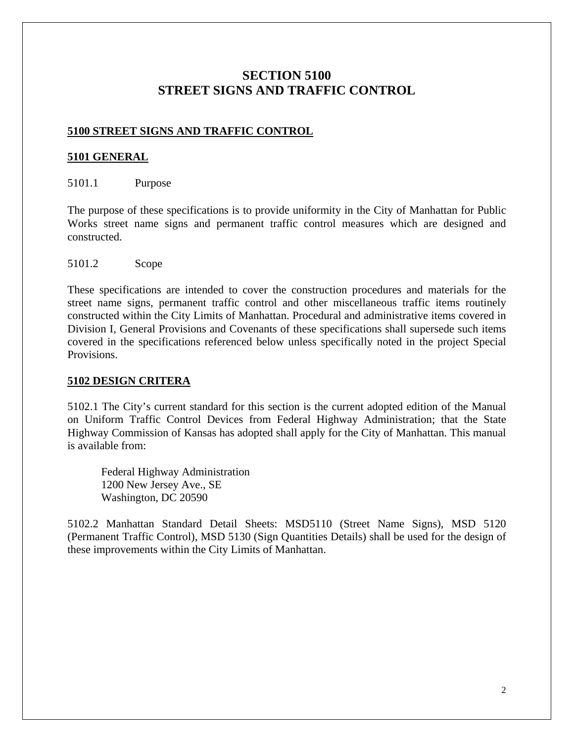# SECTION 5100
# STREET SIGNS AND TRAFFIC CONTROL

## 5100 STREET SIGNS AND TRAFFIC CONTROL

## 5101 GENERAL

5101.1 Purpose

The purpose of these specifications is to provide uniformity in the City of Manhattan for Public Works street name signs and permanent traffic control measures which are designed and constructed.

5101.2 Scope

These specifications are intended to cover the construction procedures and materials for the street name signs, permanent traffic control and other miscellaneous traffic items routinely constructed within the City Limits of Manhattan. Procedural and administrative items covered in Division I, General Provisions and Covenants of these specifications shall supersede such items covered in the specifications referenced below unless specifically noted in the project Special Provisions.

## 5102 DESIGN CRITERA

5102.1 The City's current standard for this section is the current adopted edition of the Manual on Uniform Traffic Control Devices from Federal Highway Administration; that the State Highway Commission of Kansas has adopted shall apply for the City of Manhattan. This manual is available from:

Federal Highway Administration
1200 New Jersey Ave., SE
Washington, DC 20590

5102.2 Manhattan Standard Detail Sheets: MSD5110 (Street Name Signs), MSD 5120 (Permanent Traffic Control), MSD 5130 (Sign Quantities Details) shall be used for the design of these improvements within the City Limits of Manhattan.